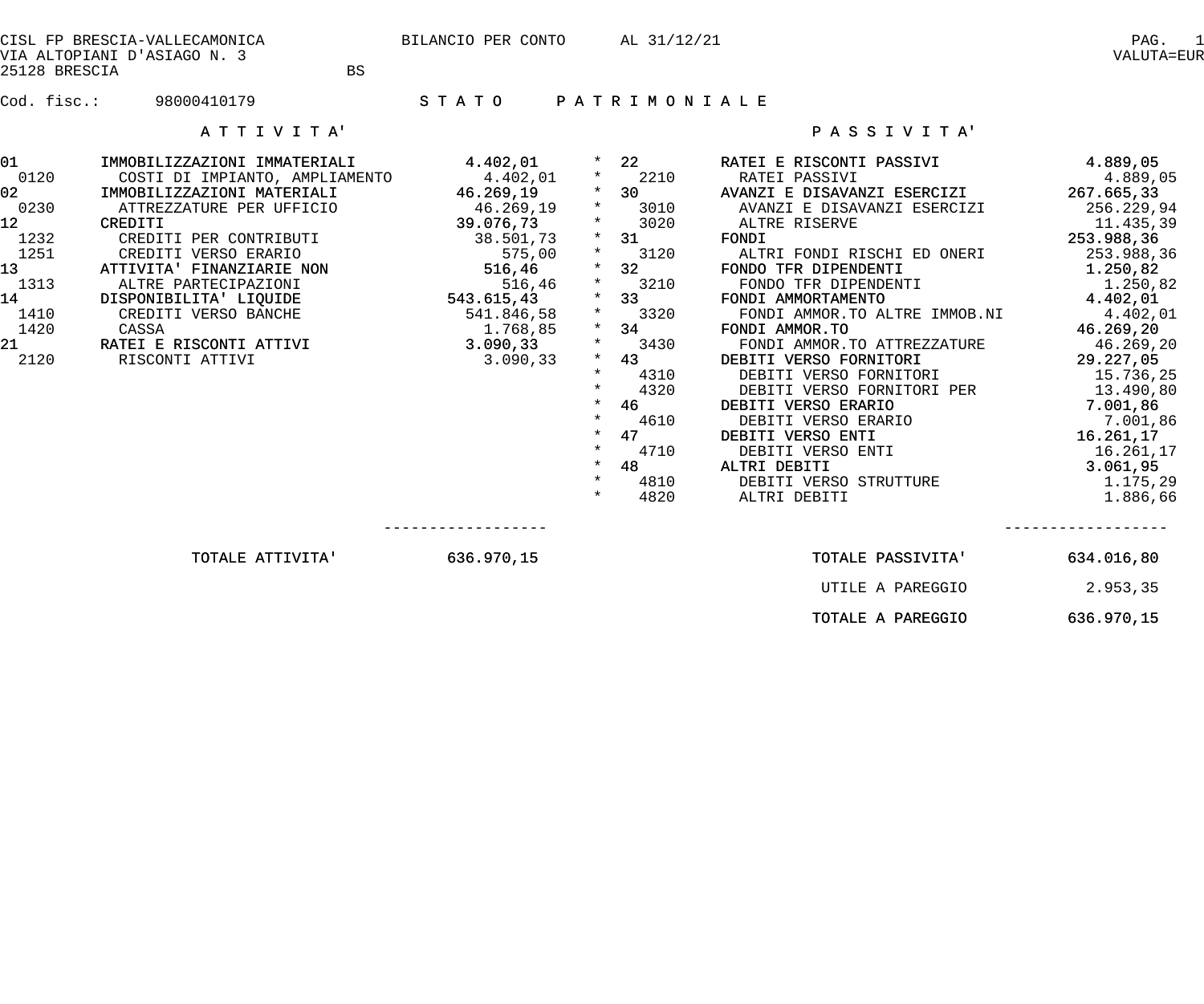CISL FP BRESCIA-VALLECAMONICA
VIA ALTOPIANI D'ASIAGO N. 3
25128 BRESCIA BS

BILANCIO PER CONTO AL 31/12/21

VALUTA=EUR

Cod. fisc.: 98000410179

## S T A T O P A T R I M O N I A L E

### A T T I V I T A'

| Codice | Descrizione | Conto | Totale |
|---|---|---|---|
| 01 | IMMOBILIZZAZIONI IMMATERIALI | | 4.402,01 |
| 0120 | COSTI DI IMPIANTO, AMPLIAMENTO | 4.402,01 | |
| 02 | IMMOBILIZZAZIONI MATERIALI | | 46.269,19 |
| 0230 | ATTREZZATURE PER UFFICIO | 46.269,19 | |
| 12 | CREDITI | | 39.076,73 |
| 1232 | CREDITI PER CONTRIBUTI | 38.501,73 | |
| 1251 | CREDITI VERSO ERARIO | 575,00 | |
| 13 | ATTIVITA' FINANZIARIE NON | | 516,46 |
| 1313 | ALTRE PARTECIPAZIONI | 516,46 | |
| 14 | DISPONIBILITA' LIQUIDE | | 543.615,43 |
| 1410 | CREDITI VERSO BANCHE | 541.846,58 | |
| 1420 | CASSA | 1.768,85 | |
| 21 | RATEI E RISCONTI ATTIVI | | 3.090,33 |
| 2120 | RISCONTI ATTIVI | 3.090,33 | |
| | **TOTALE ATTIVITA'** | | **636.970,15** |

### P A S S I V I T A'

| Codice | Descrizione | Conto | Totale |
|---|---|---|---|
| * 22 | RATEI E RISCONTI PASSIVI | | 4.889,05 |
| * 2210 | RATEI PASSIVI | 4.889,05 | |
| * 30 | AVANZI E DISAVANZI ESERCIZI | | 267.665,33 |
| * 3010 | AVANZI E DISAVANZI ESERCIZI | 256.229,94 | |
| * 3020 | ALTRE RISERVE | 11.435,39 | |
| * 31 | FONDI | | 253.988,36 |
| * 3120 | ALTRI FONDI RISCHI ED ONERI | 253.988,36 | |
| * 32 | FONDO TFR DIPENDENTI | | 1.250,82 |
| * 3210 | FONDO TFR DIPENDENTI | 1.250,82 | |
| * 33 | FONDI AMMORTAMENTO | | 4.402,01 |
| * 3320 | FONDI AMMOR.TO ALTRE IMMOB.NI | 4.402,01 | |
| * 34 | FONDI AMMOR.TO | | 46.269,20 |
| * 3430 | FONDI AMMOR.TO ATTREZZATURE | 46.269,20 | |
| * 43 | DEBITI VERSO FORNITORI | | 29.227,05 |
| * 4310 | DEBITI VERSO FORNITORI | 15.736,25 | |
| * 4320 | DEBITI VERSO FORNITORI PER | 13.490,80 | |
| * 46 | DEBITI VERSO ERARIO | | 7.001,86 |
| * 4610 | DEBITI VERSO ERARIO | 7.001,86 | |
| * 47 | DEBITI VERSO ENTI | | 16.261,17 |
| * 4710 | DEBITI VERSO ENTI | 16.261,17 | |
| * 48 | ALTRI DEBITI | | 3.061,95 |
| * 4810 | DEBITI VERSO STRUTTURE | 1.175,29 | |
| * 4820 | ALTRI DEBITI | 1.886,66 | |
| | **TOTALE PASSIVITA'** | | **634.016,80** |
| | UTILE A PAREGGIO | | 2.953,35 |
| | **TOTALE A PAREGGIO** | | **636.970,15** |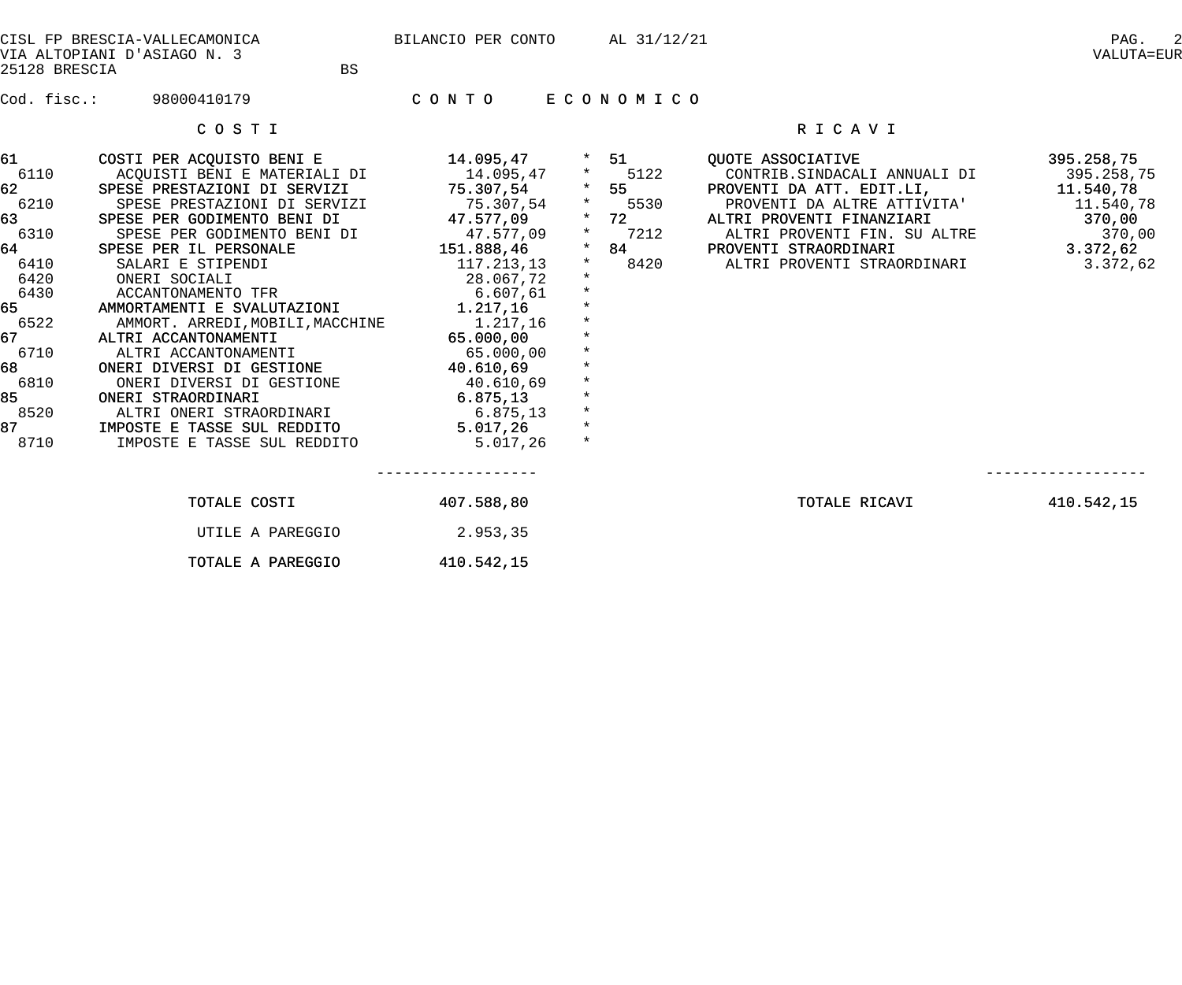CISL FP BRESCIA-VALLECAMONICA
VIA ALTOPIANI D'ASIAGO N. 3
25128 BRESCIA BS

BILANCIO PER CONTO AL 31/12/21

VALUTA=EUR

Cod. fisc.: 98000410179

## C O N T O E C O N O M I C O

| COSTI | | | | RICAVI | | |
|---|---|---|---|---|---|---|
| 61 | COSTI PER ACQUISTO BENI E | 14.095,47 | * | 51 | QUOTE ASSOCIATIVE | 395.258,75 |
| 6110 | ACQUISTI BENI E MATERIALI DI | 14.095,47 | * | 5122 | CONTRIB.SINDACALI ANNUALI DI | 395.258,75 |
| 62 | SPESE PRESTAZIONI DI SERVIZI | 75.307,54 | * | 55 | PROVENTI DA ATT. EDIT.LI, | 11.540,78 |
| 6210 | SPESE PRESTAZIONI DI SERVIZI | 75.307,54 | * | 5530 | PROVENTI DA ALTRE ATTIVITA' | 11.540,78 |
| 63 | SPESE PER GODIMENTO BENI DI | 47.577,09 | * | 72 | ALTRI PROVENTI FINANZIARI | 370,00 |
| 6310 | SPESE PER GODIMENTO BENI DI | 47.577,09 | * | 7212 | ALTRI PROVENTI FIN. SU ALTRE | 370,00 |
| 64 | SPESE PER IL PERSONALE | 151.888,46 | * | 84 | PROVENTI STRAORDINARI | 3.372,62 |
| 6410 | SALARI E STIPENDI | 117.213,13 | * | 8420 | ALTRI PROVENTI STRAORDINARI | 3.372,62 |
| 6420 | ONERI SOCIALI | 28.067,72 | * | | | |
| 6430 | ACCANTONAMENTO TFR | 6.607,61 | * | | | |
| 65 | AMMORTAMENTI E SVALUTAZIONI | 1.217,16 | * | | | |
| 6522 | AMMORT. ARREDI,MOBILI,MACCHINE | 1.217,16 | * | | | |
| 67 | ALTRI ACCANTONAMENTI | 65.000,00 | * | | | |
| 6710 | ALTRI ACCANTONAMENTI | 65.000,00 | * | | | |
| 68 | ONERI DIVERSI DI GESTIONE | 40.610,69 | * | | | |
| 6810 | ONERI DIVERSI DI GESTIONE | 40.610,69 | * | | | |
| 85 | ONERI STRAORDINARI | 6.875,13 | * | | | |
| 8520 | ALTRI ONERI STRAORDINARI | 6.875,13 | * | | | |
| 87 | IMPOSTE E TASSE SUL REDDITO | 5.017,26 | * | | | |
| 8710 | IMPOSTE E TASSE SUL REDDITO | 5.017,26 | * | | | |
| | TOTALE COSTI | 407.588,80 | | | TOTALE RICAVI | 410.542,15 |
| | UTILE A PAREGGIO | 2.953,35 | | | | |
| | TOTALE A PAREGGIO | 410.542,15 | | | | |